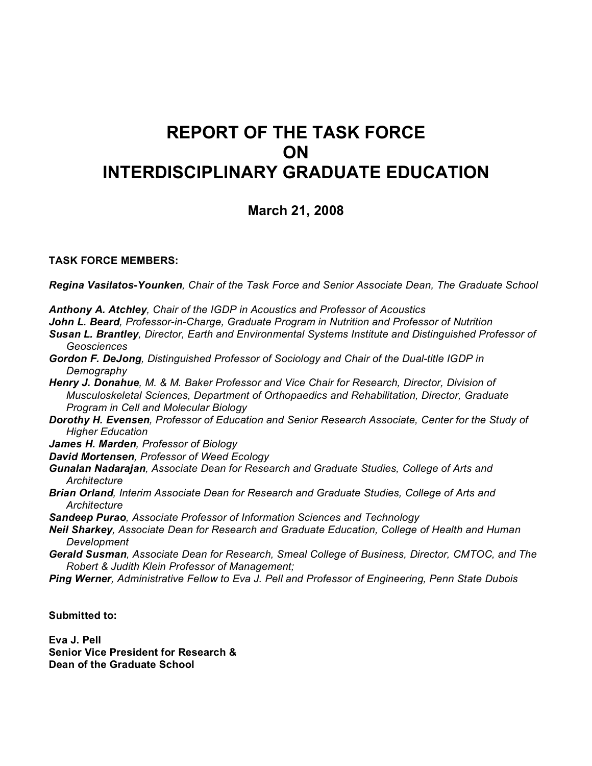# REPORT OF THE TASK FORCE ON INTERDISCIPLINARY GRADUATE EDUCATION

**March 21, 2008**

**TASK FORCE MEMBERS:**

***Regina Vasilatos-Younken****, Chair of the Task Force and Senior Associate Dean, The Graduate School*

***Anthony A. Atchley****, Chair of the IGDP in Acoustics and Professor of Acoustics*
***John L. Beard****, Professor-in-Charge, Graduate Program in Nutrition and Professor of Nutrition*
***Susan L. Brantley****, Director, Earth and Environmental Systems Institute and Distinguished Professor of Geosciences*
***Gordon F. DeJong****, Distinguished Professor of Sociology and Chair of the Dual-title IGDP in Demography*
***Henry J. Donahue****, M. & M. Baker Professor and Vice Chair for Research, Director, Division of Musculoskeletal Sciences, Department of Orthopaedics and Rehabilitation, Director, Graduate Program in Cell and Molecular Biology*
***Dorothy H. Evensen****, Professor of Education and Senior Research Associate, Center for the Study of Higher Education*
***James H. Marden****, Professor of Biology*
***David Mortensen****, Professor of Weed Ecology*
***Gunalan Nadarajan****, Associate Dean for Research and Graduate Studies, College of Arts and Architecture*
***Brian Orland****, Interim Associate Dean for Research and Graduate Studies, College of Arts and Architecture*
***Sandeep Purao****, Associate Professor of Information Sciences and Technology*
***Neil Sharkey****, Associate Dean for Research and Graduate Education, College of Health and Human Development*
***Gerald Susman****, Associate Dean for Research, Smeal College of Business, Director, CMTOC, and The Robert & Judith Klein Professor of Management;*
***Ping Werner****, Administrative Fellow to Eva J. Pell and Professor of Engineering, Penn State Dubois*

**Submitted to:**

**Eva J. Pell**
**Senior Vice President for Research &**
**Dean of the Graduate School**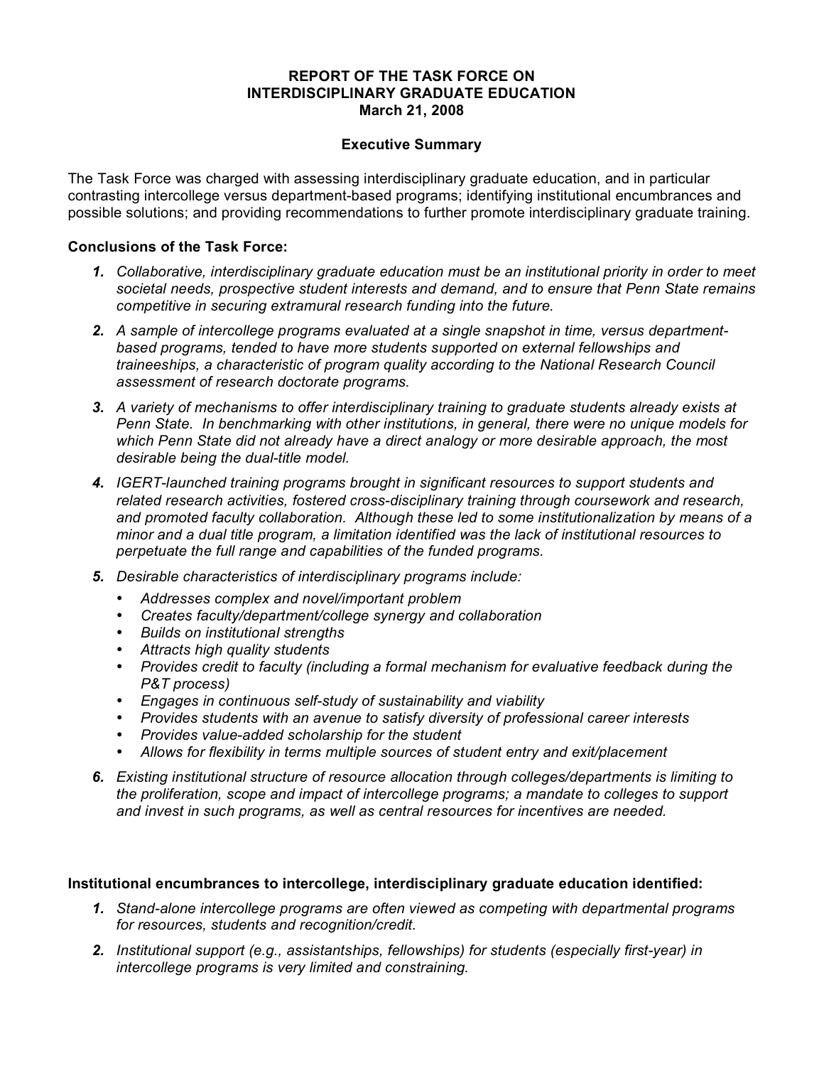# REPORT OF THE TASK FORCE ON INTERDISCIPLINARY GRADUATE EDUCATION

**March 21, 2008**

## Executive Summary

The Task Force was charged with assessing interdisciplinary graduate education, and in particular contrasting intercollege versus department-based programs; identifying institutional encumbrances and possible solutions; and providing recommendations to further promote interdisciplinary graduate training.

### Conclusions of the Task Force:

1. *Collaborative, interdisciplinary graduate education must be an institutional priority in order to meet societal needs, prospective student interests and demand, and to ensure that Penn State remains competitive in securing extramural research funding into the future.*
2. *A sample of intercollege programs evaluated at a single snapshot in time, versus department-based programs, tended to have more students supported on external fellowships and traineeships, a characteristic of program quality according to the National Research Council assessment of research doctorate programs.*
3. *A variety of mechanisms to offer interdisciplinary training to graduate students already exists at Penn State. In benchmarking with other institutions, in general, there were no unique models for which Penn State did not already have a direct analogy or more desirable approach, the most desirable being the dual-title model.*
4. *IGERT-launched training programs brought in significant resources to support students and related research activities, fostered cross-disciplinary training through coursework and research, and promoted faculty collaboration. Although these led to some institutionalization by means of a minor and a dual title program, a limitation identified was the lack of institutional resources to perpetuate the full range and capabilities of the funded programs.*
5. *Desirable characteristics of interdisciplinary programs include:*
   - *Addresses complex and novel/important problem*
   - *Creates faculty/department/college synergy and collaboration*
   - *Builds on institutional strengths*
   - *Attracts high quality students*
   - *Provides credit to faculty (including a formal mechanism for evaluative feedback during the P&T process)*
   - *Engages in continuous self-study of sustainability and viability*
   - *Provides students with an avenue to satisfy diversity of professional career interests*
   - *Provides value-added scholarship for the student*
   - *Allows for flexibility in terms multiple sources of student entry and exit/placement*
6. *Existing institutional structure of resource allocation through colleges/departments is limiting to the proliferation, scope and impact of intercollege programs; a mandate to colleges to support and invest in such programs, as well as central resources for incentives are needed.*

### Institutional encumbrances to intercollege, interdisciplinary graduate education identified:

1. *Stand-alone intercollege programs are often viewed as competing with departmental programs for resources, students and recognition/credit.*
2. *Institutional support (e.g., assistantships, fellowships) for students (especially first-year) in intercollege programs is very limited and constraining.*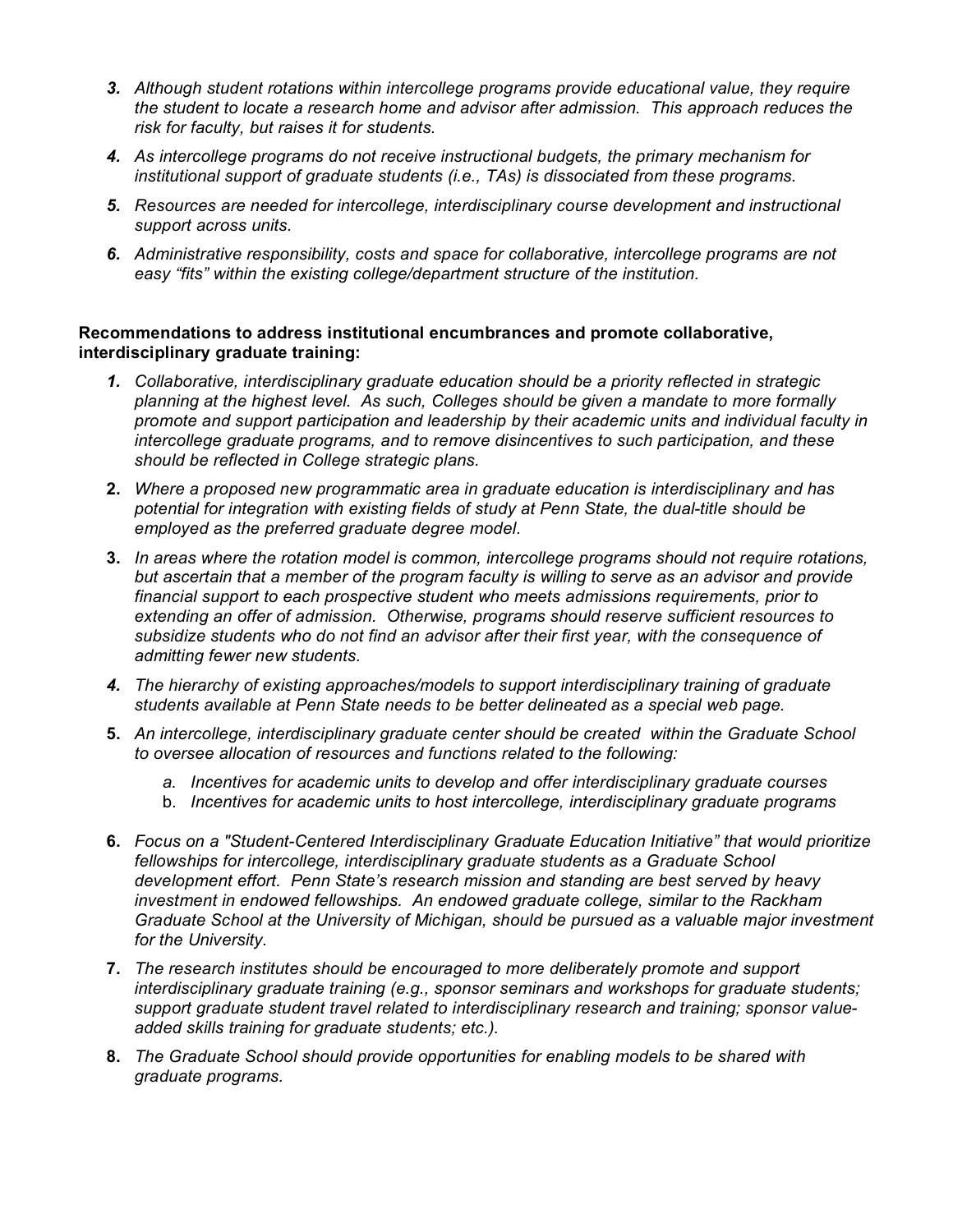3. *Although student rotations within intercollege programs provide educational value, they require the student to locate a research home and advisor after admission. This approach reduces the risk for faculty, but raises it for students.*
4. *As intercollege programs do not receive instructional budgets, the primary mechanism for institutional support of graduate students (i.e., TAs) is dissociated from these programs.*
5. *Resources are needed for intercollege, interdisciplinary course development and instructional support across units.*
6. *Administrative responsibility, costs and space for collaborative, intercollege programs are not easy "fits" within the existing college/department structure of the institution.*

**Recommendations to address institutional encumbrances and promote collaborative, interdisciplinary graduate training:**

1. *Collaborative, interdisciplinary graduate education should be a priority reflected in strategic planning at the highest level. As such, Colleges should be given a mandate to more formally promote and support participation and leadership by their academic units and individual faculty in intercollege graduate programs, and to remove disincentives to such participation, and these should be reflected in College strategic plans.*
2. *Where a proposed new programmatic area in graduate education is interdisciplinary and has potential for integration with existing fields of study at Penn State, the dual-title should be employed as the preferred graduate degree model.*
3. *In areas where the rotation model is common, intercollege programs should not require rotations, but ascertain that a member of the program faculty is willing to serve as an advisor and provide financial support to each prospective student who meets admissions requirements, prior to extending an offer of admission. Otherwise, programs should reserve sufficient resources to subsidize students who do not find an advisor after their first year, with the consequence of admitting fewer new students.*
4. *The hierarchy of existing approaches/models to support interdisciplinary training of graduate students available at Penn State needs to be better delineated as a special web page.*
5. *An intercollege, interdisciplinary graduate center should be created within the Graduate School to oversee allocation of resources and functions related to the following:*
    a. *Incentives for academic units to develop and offer interdisciplinary graduate courses*
    b. *Incentives for academic units to host intercollege, interdisciplinary graduate programs*
6. *Focus on a "Student-Centered Interdisciplinary Graduate Education Initiative" that would prioritize fellowships for intercollege, interdisciplinary graduate students as a Graduate School development effort. Penn State's research mission and standing are best served by heavy investment in endowed fellowships. An endowed graduate college, similar to the Rackham Graduate School at the University of Michigan, should be pursued as a valuable major investment for the University.*
7. *The research institutes should be encouraged to more deliberately promote and support interdisciplinary graduate training (e.g., sponsor seminars and workshops for graduate students; support graduate student travel related to interdisciplinary research and training; sponsor value-added skills training for graduate students; etc.).*
8. *The Graduate School should provide opportunities for enabling models to be shared with graduate programs.*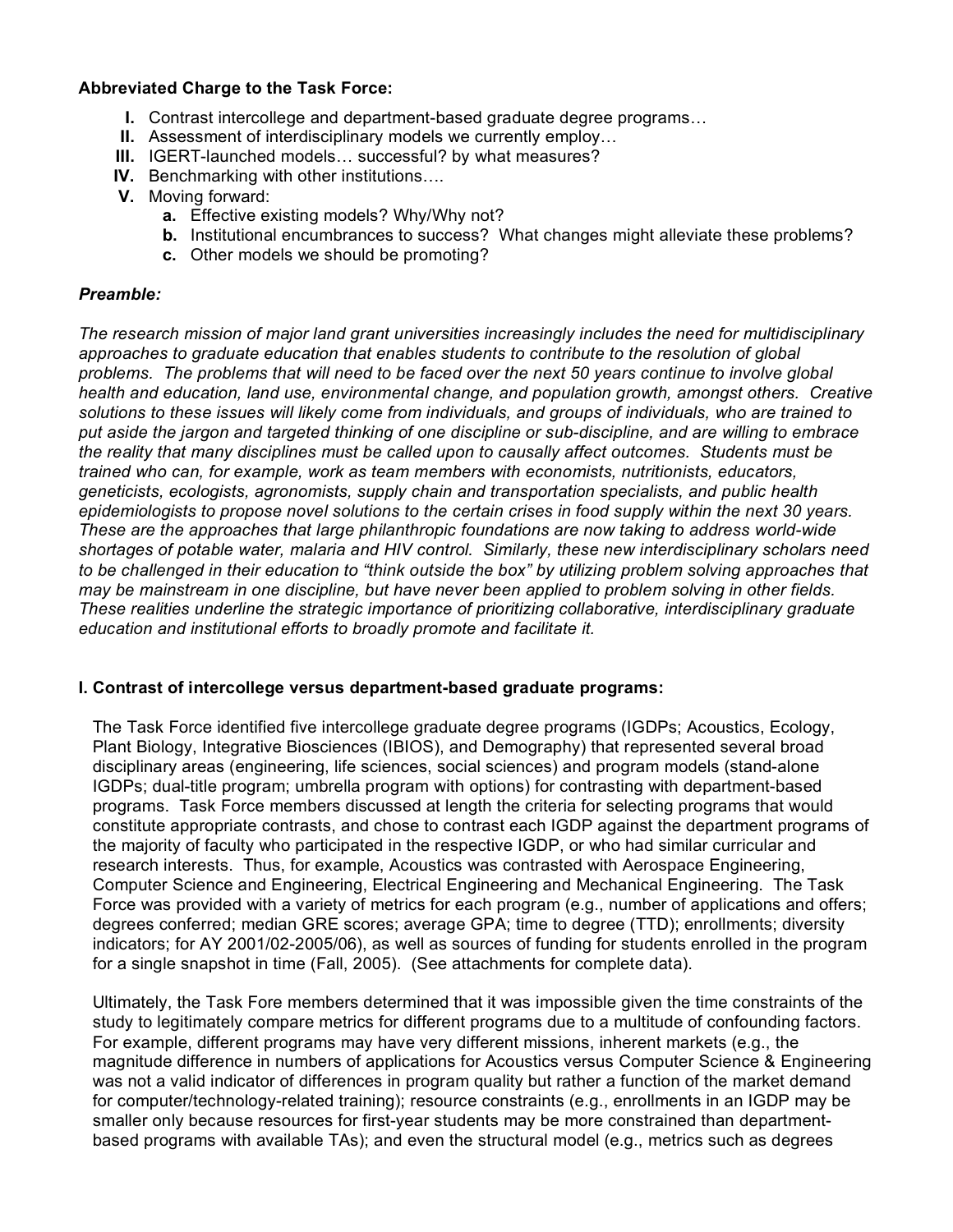**Abbreviated Charge to the Task Force:**

- **I.** Contrast intercollege and department-based graduate degree programs…
- **II.** Assessment of interdisciplinary models we currently employ…
- **III.** IGERT-launched models… successful? by what measures?
- **IV.** Benchmarking with other institutions….
- **V.** Moving forward:
    - **a.** Effective existing models? Why/Why not?
    - **b.** Institutional encumbrances to success? What changes might alleviate these problems?
    - **c.** Other models we should be promoting?

***Preamble:***

*The research mission of major land grant universities increasingly includes the need for multidisciplinary approaches to graduate education that enables students to contribute to the resolution of global problems. The problems that will need to be faced over the next 50 years continue to involve global health and education, land use, environmental change, and population growth, amongst others. Creative solutions to these issues will likely come from individuals, and groups of individuals, who are trained to put aside the jargon and targeted thinking of one discipline or sub-discipline, and are willing to embrace the reality that many disciplines must be called upon to causally affect outcomes. Students must be trained who can, for example, work as team members with economists, nutritionists, educators, geneticists, ecologists, agronomists, supply chain and transportation specialists, and public health epidemiologists to propose novel solutions to the certain crises in food supply within the next 30 years. These are the approaches that large philanthropic foundations are now taking to address world-wide shortages of potable water, malaria and HIV control. Similarly, these new interdisciplinary scholars need to be challenged in their education to "think outside the box" by utilizing problem solving approaches that may be mainstream in one discipline, but have never been applied to problem solving in other fields. These realities underline the strategic importance of prioritizing collaborative, interdisciplinary graduate education and institutional efforts to broadly promote and facilitate it.*

**I. Contrast of intercollege versus department-based graduate programs:**

The Task Force identified five intercollege graduate degree programs (IGDPs; Acoustics, Ecology, Plant Biology, Integrative Biosciences (IBIOS), and Demography) that represented several broad disciplinary areas (engineering, life sciences, social sciences) and program models (stand-alone IGDPs; dual-title program; umbrella program with options) for contrasting with department-based programs. Task Force members discussed at length the criteria for selecting programs that would constitute appropriate contrasts, and chose to contrast each IGDP against the department programs of the majority of faculty who participated in the respective IGDP, or who had similar curricular and research interests. Thus, for example, Acoustics was contrasted with Aerospace Engineering, Computer Science and Engineering, Electrical Engineering and Mechanical Engineering. The Task Force was provided with a variety of metrics for each program (e.g., number of applications and offers; degrees conferred; median GRE scores; average GPA; time to degree (TTD); enrollments; diversity indicators; for AY 2001/02-2005/06), as well as sources of funding for students enrolled in the program for a single snapshot in time (Fall, 2005). (See attachments for complete data).

Ultimately, the Task Fore members determined that it was impossible given the time constraints of the study to legitimately compare metrics for different programs due to a multitude of confounding factors. For example, different programs may have very different missions, inherent markets (e.g., the magnitude difference in numbers of applications for Acoustics versus Computer Science & Engineering was not a valid indicator of differences in program quality but rather a function of the market demand for computer/technology-related training); resource constraints (e.g., enrollments in an IGDP may be smaller only because resources for first-year students may be more constrained than department-based programs with available TAs); and even the structural model (e.g., metrics such as degrees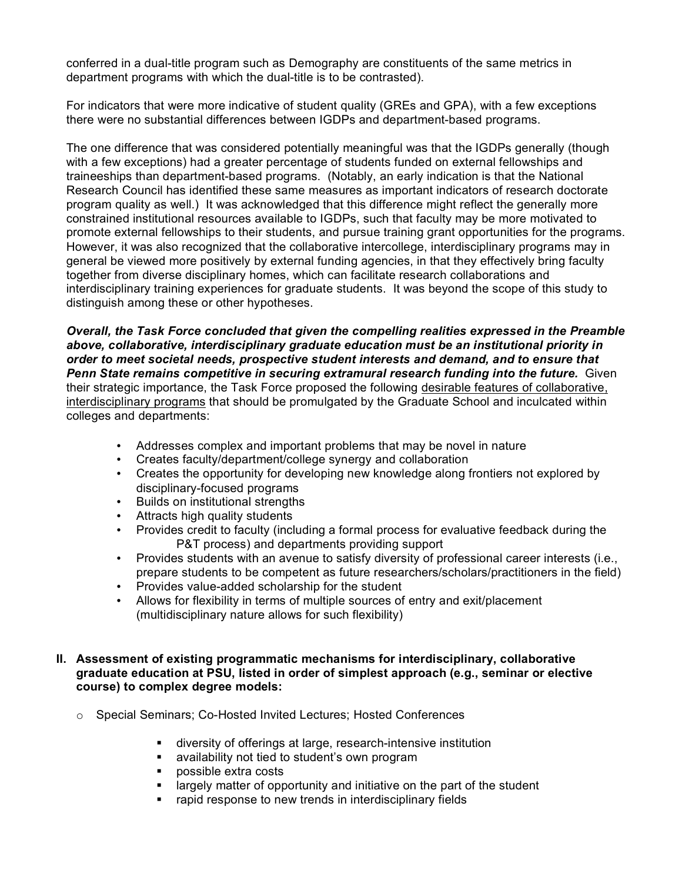conferred in a dual-title program such as Demography are constituents of the same metrics in department programs with which the dual-title is to be contrasted).

For indicators that were more indicative of student quality (GREs and GPA), with a few exceptions there were no substantial differences between IGDPs and department-based programs.

The one difference that was considered potentially meaningful was that the IGDPs generally (though with a few exceptions) had a greater percentage of students funded on external fellowships and traineeships than department-based programs. (Notably, an early indication is that the National Research Council has identified these same measures as important indicators of research doctorate program quality as well.) It was acknowledged that this difference might reflect the generally more constrained institutional resources available to IGDPs, such that faculty may be more motivated to promote external fellowships to their students, and pursue training grant opportunities for the programs. However, it was also recognized that the collaborative intercollege, interdisciplinary programs may in general be viewed more positively by external funding agencies, in that they effectively bring faculty together from diverse disciplinary homes, which can facilitate research collaborations and interdisciplinary training experiences for graduate students. It was beyond the scope of this study to distinguish among these or other hypotheses.

***Overall, the Task Force concluded that given the compelling realities expressed in the Preamble above, collaborative, interdisciplinary graduate education must be an institutional priority in order to meet societal needs, prospective student interests and demand, and to ensure that Penn State remains competitive in securing extramural research funding into the future.*** Given their strategic importance, the Task Force proposed the following <u>desirable features of collaborative, interdisciplinary programs</u> that should be promulgated by the Graduate School and inculcated within colleges and departments:

- Addresses complex and important problems that may be novel in nature
- Creates faculty/department/college synergy and collaboration
- Creates the opportunity for developing new knowledge along frontiers not explored by disciplinary-focused programs
- Builds on institutional strengths
- Attracts high quality students
- Provides credit to faculty (including a formal process for evaluative feedback during the P&T process) and departments providing support
- Provides students with an avenue to satisfy diversity of professional career interests (i.e., prepare students to be competent as future researchers/scholars/practitioners in the field)
- Provides value-added scholarship for the student
- Allows for flexibility in terms of multiple sources of entry and exit/placement (multidisciplinary nature allows for such flexibility)

## II. Assessment of existing programmatic mechanisms for interdisciplinary, collaborative graduate education at PSU, listed in order of simplest approach (e.g., seminar or elective course) to complex degree models:

- Special Seminars; Co-Hosted Invited Lectures; Hosted Conferences
  - diversity of offerings at large, research-intensive institution
  - availability not tied to student's own program
  - possible extra costs
  - largely matter of opportunity and initiative on the part of the student
  - rapid response to new trends in interdisciplinary fields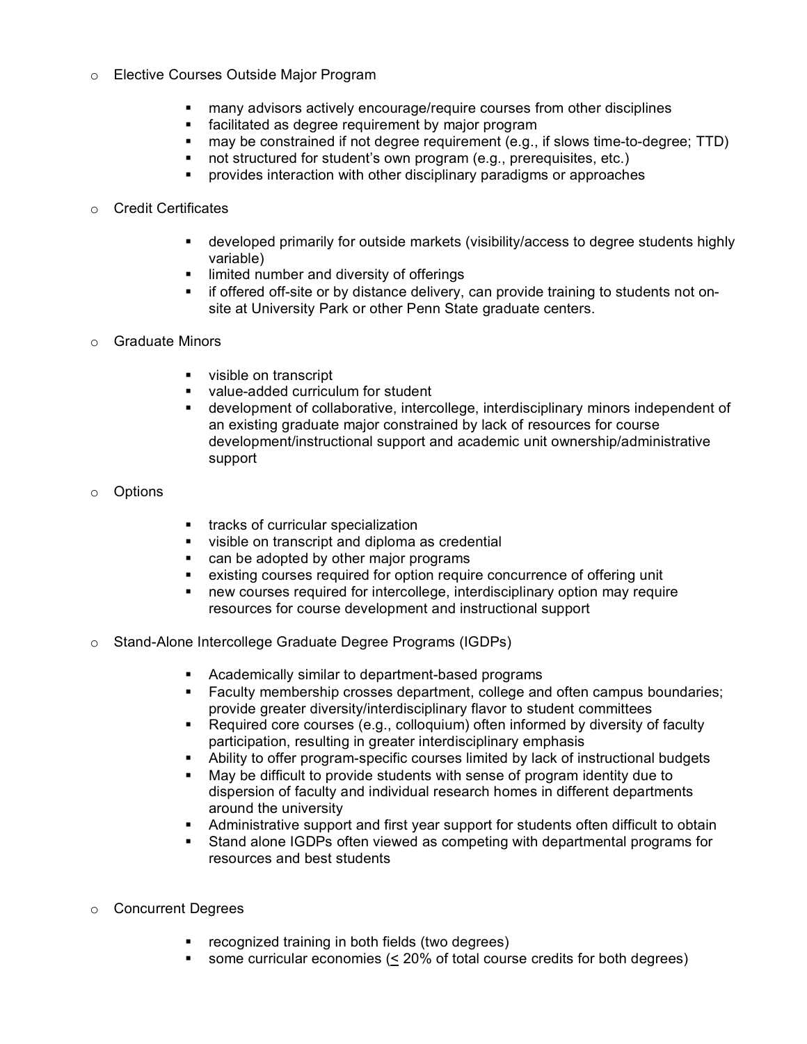- Elective Courses Outside Major Program
  - many advisors actively encourage/require courses from other disciplines
  - facilitated as degree requirement by major program
  - may be constrained if not degree requirement (e.g., if slows time-to-degree; TTD)
  - not structured for student's own program (e.g., prerequisites, etc.)
  - provides interaction with other disciplinary paradigms or approaches

- Credit Certificates
  - developed primarily for outside markets (visibility/access to degree students highly variable)
  - limited number and diversity of offerings
  - if offered off-site or by distance delivery, can provide training to students not on-site at University Park or other Penn State graduate centers.

- Graduate Minors
  - visible on transcript
  - value-added curriculum for student
  - development of collaborative, intercollege, interdisciplinary minors independent of an existing graduate major constrained by lack of resources for course development/instructional support and academic unit ownership/administrative support

- Options
  - tracks of curricular specialization
  - visible on transcript and diploma as credential
  - can be adopted by other major programs
  - existing courses required for option require concurrence of offering unit
  - new courses required for intercollege, interdisciplinary option may require resources for course development and instructional support

- Stand-Alone Intercollege Graduate Degree Programs (IGDPs)
  - Academically similar to department-based programs
  - Faculty membership crosses department, college and often campus boundaries; provide greater diversity/interdisciplinary flavor to student committees
  - Required core courses (e.g., colloquium) often informed by diversity of faculty participation, resulting in greater interdisciplinary emphasis
  - Ability to offer program-specific courses limited by lack of instructional budgets
  - May be difficult to provide students with sense of program identity due to dispersion of faculty and individual research homes in different departments around the university
  - Administrative support and first year support for students often difficult to obtain
  - Stand alone IGDPs often viewed as competing with departmental programs for resources and best students

- Concurrent Degrees
  - recognized training in both fields (two degrees)
  - some curricular economies ($\leq$ 20% of total course credits for both degrees)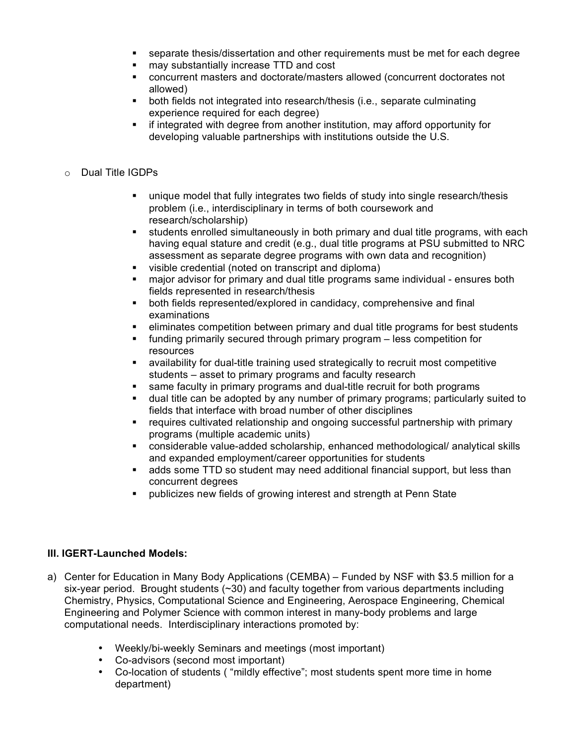- separate thesis/dissertation and other requirements must be met for each degree
- may substantially increase TTD and cost
- concurrent masters and doctorate/masters allowed (concurrent doctorates not allowed)
- both fields not integrated into research/thesis (i.e., separate culminating experience required for each degree)
- if integrated with degree from another institution, may afford opportunity for developing valuable partnerships with institutions outside the U.S.

- Dual Title IGDPs

  - unique model that fully integrates two fields of study into single research/thesis problem (i.e., interdisciplinary in terms of both coursework and research/scholarship)
  - students enrolled simultaneously in both primary and dual title programs, with each having equal stature and credit (e.g., dual title programs at PSU submitted to NRC assessment as separate degree programs with own data and recognition)
  - visible credential (noted on transcript and diploma)
  - major advisor for primary and dual title programs same individual - ensures both fields represented in research/thesis
  - both fields represented/explored in candidacy, comprehensive and final examinations
  - eliminates competition between primary and dual title programs for best students
  - funding primarily secured through primary program – less competition for resources
  - availability for dual-title training used strategically to recruit most competitive students – asset to primary programs and faculty research
  - same faculty in primary programs and dual-title recruit for both programs
  - dual title can be adopted by any number of primary programs; particularly suited to fields that interface with broad number of other disciplines
  - requires cultivated relationship and ongoing successful partnership with primary programs (multiple academic units)
  - considerable value-added scholarship, enhanced methodological/ analytical skills and expanded employment/career opportunities for students
  - adds some TTD so student may need additional financial support, but less than concurrent degrees
  - publicizes new fields of growing interest and strength at Penn State

**III. IGERT-Launched Models:**

a) Center for Education in Many Body Applications (CEMBA) – Funded by NSF with $3.5 million for a six-year period. Brought students (~30) and faculty together from various departments including Chemistry, Physics, Computational Science and Engineering, Aerospace Engineering, Chemical Engineering and Polymer Science with common interest in many-body problems and large computational needs. Interdisciplinary interactions promoted by:

   - Weekly/bi-weekly Seminars and meetings (most important)
   - Co-advisors (second most important)
   - Co-location of students ( "mildly effective"; most students spent more time in home department)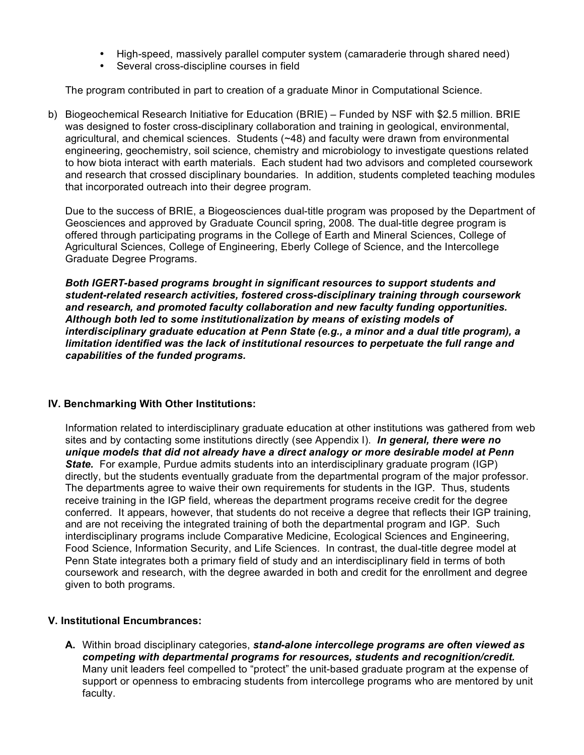- High-speed, massively parallel computer system (camaraderie through shared need)
- Several cross-discipline courses in field

The program contributed in part to creation of a graduate Minor in Computational Science.

b) Biogeochemical Research Initiative for Education (BRIE) – Funded by NSF with $2.5 million. BRIE was designed to foster cross-disciplinary collaboration and training in geological, environmental, agricultural, and chemical sciences. Students (~48) and faculty were drawn from environmental engineering, geochemistry, soil science, chemistry and microbiology to investigate questions related to how biota interact with earth materials. Each student had two advisors and completed coursework and research that crossed disciplinary boundaries. In addition, students completed teaching modules that incorporated outreach into their degree program.

Due to the success of BRIE, a Biogeosciences dual-title program was proposed by the Department of Geosciences and approved by Graduate Council spring, 2008. The dual-title degree program is offered through participating programs in the College of Earth and Mineral Sciences, College of Agricultural Sciences, College of Engineering, Eberly College of Science, and the Intercollege Graduate Degree Programs.

***Both IGERT-based programs brought in significant resources to support students and student-related research activities, fostered cross-disciplinary training through coursework and research, and promoted faculty collaboration and new faculty funding opportunities. Although both led to some institutionalization by means of existing models of interdisciplinary graduate education at Penn State (e.g., a minor and a dual title program), a limitation identified was the lack of institutional resources to perpetuate the full range and capabilities of the funded programs.***

## IV. Benchmarking With Other Institutions:

Information related to interdisciplinary graduate education at other institutions was gathered from web sites and by contacting some institutions directly (see Appendix I). ***In general, there were no unique models that did not already have a direct analogy or more desirable model at Penn State.*** For example, Purdue admits students into an interdisciplinary graduate program (IGP) directly, but the students eventually graduate from the departmental program of the major professor. The departments agree to waive their own requirements for students in the IGP. Thus, students receive training in the IGP field, whereas the department programs receive credit for the degree conferred. It appears, however, that students do not receive a degree that reflects their IGP training, and are not receiving the integrated training of both the departmental program and IGP. Such interdisciplinary programs include Comparative Medicine, Ecological Sciences and Engineering, Food Science, Information Security, and Life Sciences. In contrast, the dual-title degree model at Penn State integrates both a primary field of study and an interdisciplinary field in terms of both coursework and research, with the degree awarded in both and credit for the enrollment and degree given to both programs.

## V. Institutional Encumbrances:

**A.** Within broad disciplinary categories, ***stand-alone intercollege programs are often viewed as competing with departmental programs for resources, students and recognition/credit.*** Many unit leaders feel compelled to "protect" the unit-based graduate program at the expense of support or openness to embracing students from intercollege programs who are mentored by unit faculty.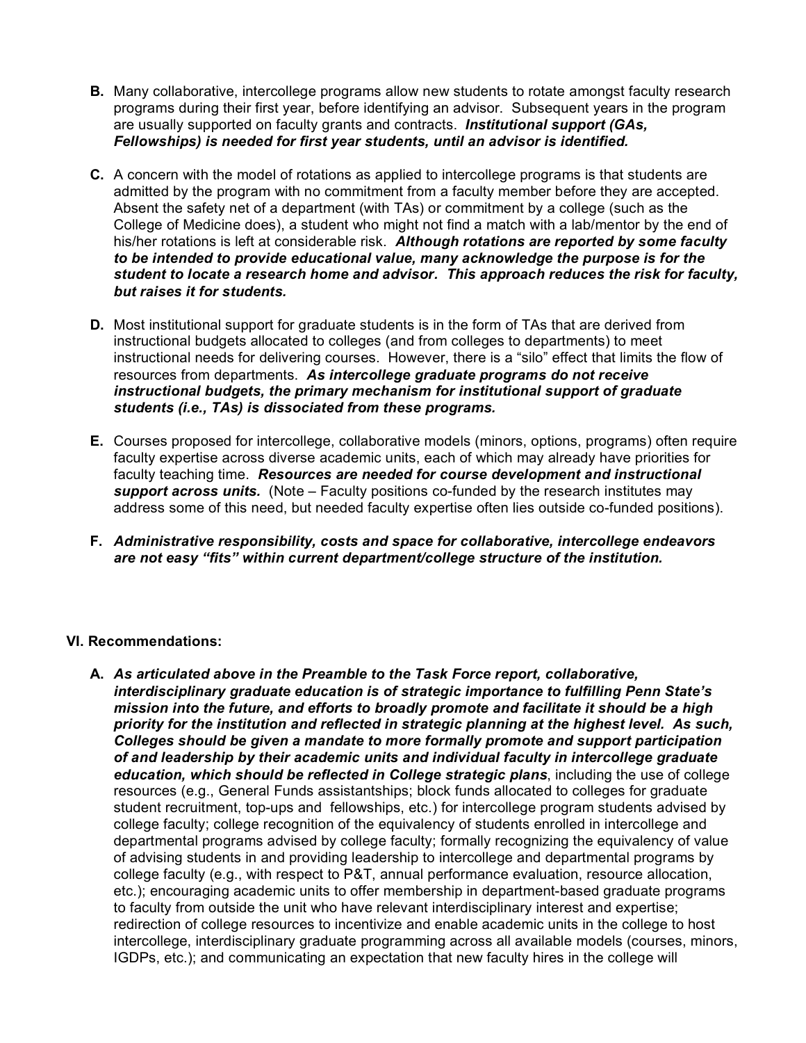**B.** Many collaborative, intercollege programs allow new students to rotate amongst faculty research programs during their first year, before identifying an advisor. Subsequent years in the program are usually supported on faculty grants and contracts. ***Institutional support (GAs, Fellowships) is needed for first year students, until an advisor is identified.***

**C.** A concern with the model of rotations as applied to intercollege programs is that students are admitted by the program with no commitment from a faculty member before they are accepted. Absent the safety net of a department (with TAs) or commitment by a college (such as the College of Medicine does), a student who might not find a match with a lab/mentor by the end of his/her rotations is left at considerable risk. ***Although rotations are reported by some faculty to be intended to provide educational value, many acknowledge the purpose is for the student to locate a research home and advisor. This approach reduces the risk for faculty, but raises it for students.***

**D.** Most institutional support for graduate students is in the form of TAs that are derived from instructional budgets allocated to colleges (and from colleges to departments) to meet instructional needs for delivering courses. However, there is a "silo" effect that limits the flow of resources from departments. ***As intercollege graduate programs do not receive instructional budgets, the primary mechanism for institutional support of graduate students (i.e., TAs) is dissociated from these programs.***

**E.** Courses proposed for intercollege, collaborative models (minors, options, programs) often require faculty expertise across diverse academic units, each of which may already have priorities for faculty teaching time. ***Resources are needed for course development and instructional support across units.*** (Note – Faculty positions co-funded by the research institutes may address some of this need, but needed faculty expertise often lies outside co-funded positions).

**F.** ***Administrative responsibility, costs and space for collaborative, intercollege endeavors are not easy "fits" within current department/college structure of the institution.***

## VI. Recommendations:

**A.** ***As articulated above in the Preamble to the Task Force report, collaborative, interdisciplinary graduate education is of strategic importance to fulfilling Penn State's mission into the future, and efforts to broadly promote and facilitate it should be a high priority for the institution and reflected in strategic planning at the highest level. As such, Colleges should be given a mandate to more formally promote and support participation of and leadership by their academic units and individual faculty in intercollege graduate education, which should be reflected in College strategic plans***, including the use of college resources (e.g., General Funds assistantships; block funds allocated to colleges for graduate student recruitment, top-ups and fellowships, etc.) for intercollege program students advised by college faculty; college recognition of the equivalency of students enrolled in intercollege and departmental programs advised by college faculty; formally recognizing the equivalency of value of advising students in and providing leadership to intercollege and departmental programs by college faculty (e.g., with respect to P&T, annual performance evaluation, resource allocation, etc.); encouraging academic units to offer membership in department-based graduate programs to faculty from outside the unit who have relevant interdisciplinary interest and expertise; redirection of college resources to incentivize and enable academic units in the college to host intercollege, interdisciplinary graduate programming across all available models (courses, minors, IGDPs, etc.); and communicating an expectation that new faculty hires in the college will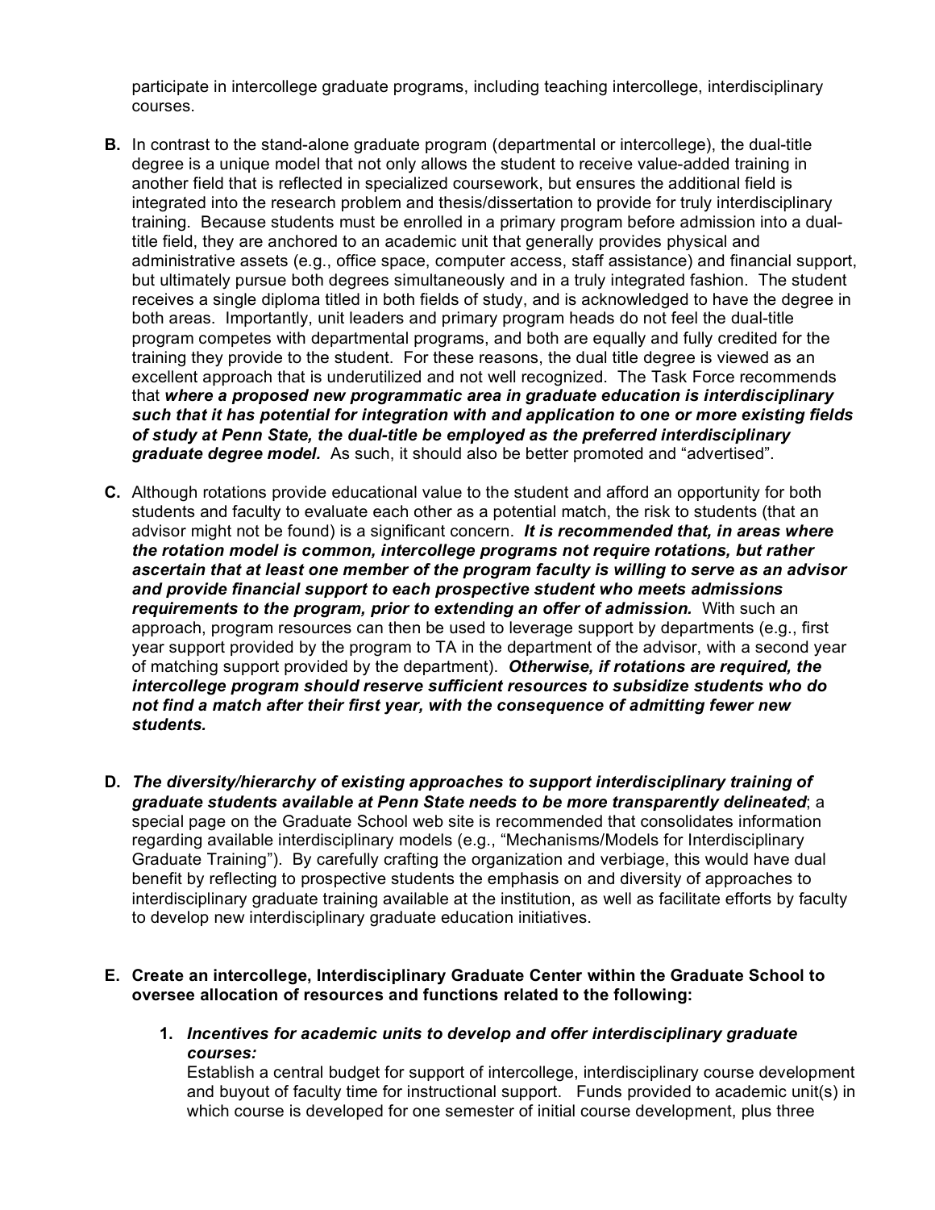participate in intercollege graduate programs, including teaching intercollege, interdisciplinary courses.

**B.** In contrast to the stand-alone graduate program (departmental or intercollege), the dual-title degree is a unique model that not only allows the student to receive value-added training in another field that is reflected in specialized coursework, but ensures the additional field is integrated into the research problem and thesis/dissertation to provide for truly interdisciplinary training. Because students must be enrolled in a primary program before admission into a dual-title field, they are anchored to an academic unit that generally provides physical and administrative assets (e.g., office space, computer access, staff assistance) and financial support, but ultimately pursue both degrees simultaneously and in a truly integrated fashion. The student receives a single diploma titled in both fields of study, and is acknowledged to have the degree in both areas. Importantly, unit leaders and primary program heads do not feel the dual-title program competes with departmental programs, and both are equally and fully credited for the training they provide to the student. For these reasons, the dual title degree is viewed as an excellent approach that is underutilized and not well recognized. The Task Force recommends that ***where a proposed new programmatic area in graduate education is interdisciplinary such that it has potential for integration with and application to one or more existing fields of study at Penn State, the dual-title be employed as the preferred interdisciplinary graduate degree model.*** As such, it should also be better promoted and "advertised".

**C.** Although rotations provide educational value to the student and afford an opportunity for both students and faculty to evaluate each other as a potential match, the risk to students (that an advisor might not be found) is a significant concern. ***It is recommended that, in areas where the rotation model is common, intercollege programs not require rotations, but rather ascertain that at least one member of the program faculty is willing to serve as an advisor and provide financial support to each prospective student who meets admissions requirements to the program, prior to extending an offer of admission.*** With such an approach, program resources can then be used to leverage support by departments (e.g., first year support provided by the program to TA in the department of the advisor, with a second year of matching support provided by the department). ***Otherwise, if rotations are required, the intercollege program should reserve sufficient resources to subsidize students who do not find a match after their first year, with the consequence of admitting fewer new students.***

**D.** ***The diversity/hierarchy of existing approaches to support interdisciplinary training of graduate students available at Penn State needs to be more transparently delineated***; a special page on the Graduate School web site is recommended that consolidates information regarding available interdisciplinary models (e.g., "Mechanisms/Models for Interdisciplinary Graduate Training"). By carefully crafting the organization and verbiage, this would have dual benefit by reflecting to prospective students the emphasis on and diversity of approaches to interdisciplinary graduate training available at the institution, as well as facilitate efforts by faculty to develop new interdisciplinary graduate education initiatives.

**E. Create an intercollege, Interdisciplinary Graduate Center within the Graduate School to oversee allocation of resources and functions related to the following:**

1. ***Incentives for academic units to develop and offer interdisciplinary graduate courses:***
   Establish a central budget for support of intercollege, interdisciplinary course development and buyout of faculty time for instructional support. Funds provided to academic unit(s) in which course is developed for one semester of initial course development, plus three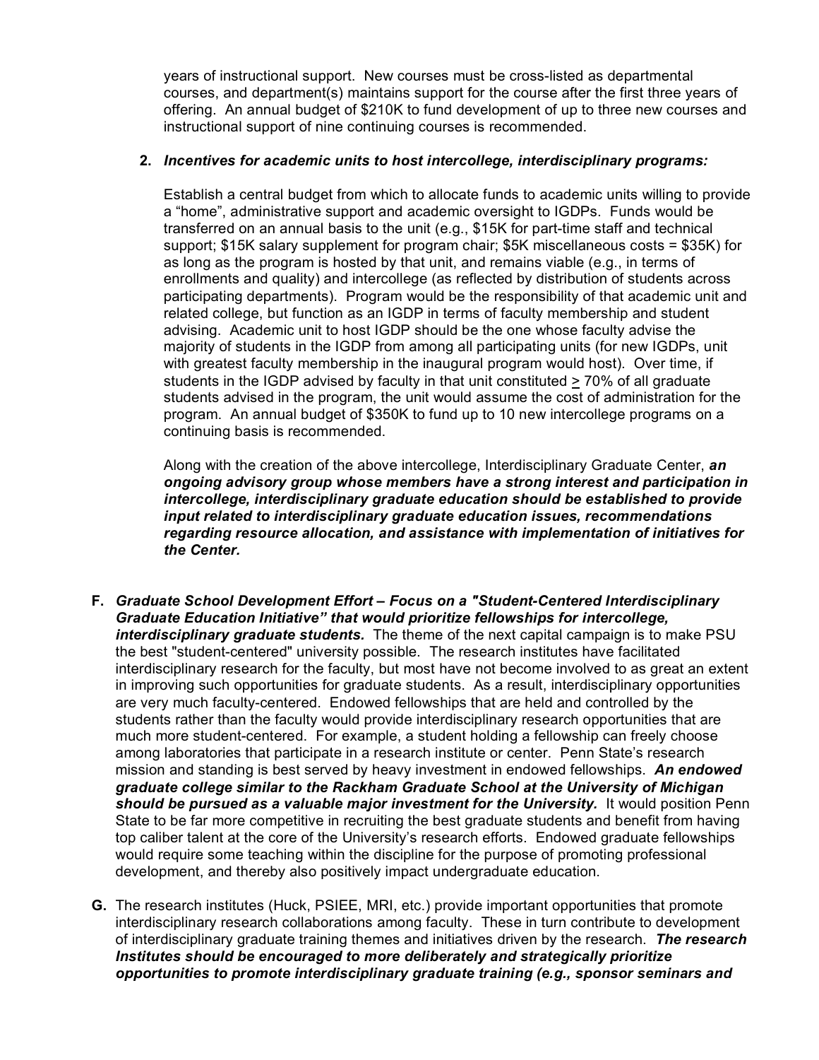years of instructional support. New courses must be cross-listed as departmental courses, and department(s) maintains support for the course after the first three years of offering. An annual budget of $210K to fund development of up to three new courses and instructional support of nine continuing courses is recommended.

2. ***Incentives for academic units to host intercollege, interdisciplinary programs:***

   Establish a central budget from which to allocate funds to academic units willing to provide a "home", administrative support and academic oversight to IGDPs. Funds would be transferred on an annual basis to the unit (e.g., $15K for part-time staff and technical support; $15K salary supplement for program chair; $5K miscellaneous costs = $35K) for as long as the program is hosted by that unit, and remains viable (e.g., in terms of enrollments and quality) and intercollege (as reflected by distribution of students across participating departments). Program would be the responsibility of that academic unit and related college, but function as an IGDP in terms of faculty membership and student advising. Academic unit to host IGDP should be the one whose faculty advise the majority of students in the IGDP from among all participating units (for new IGDPs, unit with greatest faculty membership in the inaugural program would host). Over time, if students in the IGDP advised by faculty in that unit constituted $\geq$ 70% of all graduate students advised in the program, the unit would assume the cost of administration for the program. An annual budget of $350K to fund up to 10 new intercollege programs on a continuing basis is recommended.

   Along with the creation of the above intercollege, Interdisciplinary Graduate Center, ***an ongoing advisory group whose members have a strong interest and participation in intercollege, interdisciplinary graduate education should be established to provide input related to interdisciplinary graduate education issues, recommendations regarding resource allocation, and assistance with implementation of initiatives for the Center.***

**F.** ***Graduate School Development Effort – Focus on a "Student-Centered Interdisciplinary Graduate Education Initiative" that would prioritize fellowships for intercollege, interdisciplinary graduate students.*** The theme of the next capital campaign is to make PSU the best "student-centered" university possible. The research institutes have facilitated interdisciplinary research for the faculty, but most have not become involved to as great an extent in improving such opportunities for graduate students. As a result, interdisciplinary opportunities are very much faculty-centered. Endowed fellowships that are held and controlled by the students rather than the faculty would provide interdisciplinary research opportunities that are much more student-centered. For example, a student holding a fellowship can freely choose among laboratories that participate in a research institute or center. Penn State's research mission and standing is best served by heavy investment in endowed fellowships. ***An endowed graduate college similar to the Rackham Graduate School at the University of Michigan should be pursued as a valuable major investment for the University.*** It would position Penn State to be far more competitive in recruiting the best graduate students and benefit from having top caliber talent at the core of the University's research efforts. Endowed graduate fellowships would require some teaching within the discipline for the purpose of promoting professional development, and thereby also positively impact undergraduate education.

**G.** The research institutes (Huck, PSIEE, MRI, etc.) provide important opportunities that promote interdisciplinary research collaborations among faculty. These in turn contribute to development of interdisciplinary graduate training themes and initiatives driven by the research. ***The research Institutes should be encouraged to more deliberately and strategically prioritize opportunities to promote interdisciplinary graduate training (e.g., sponsor seminars and***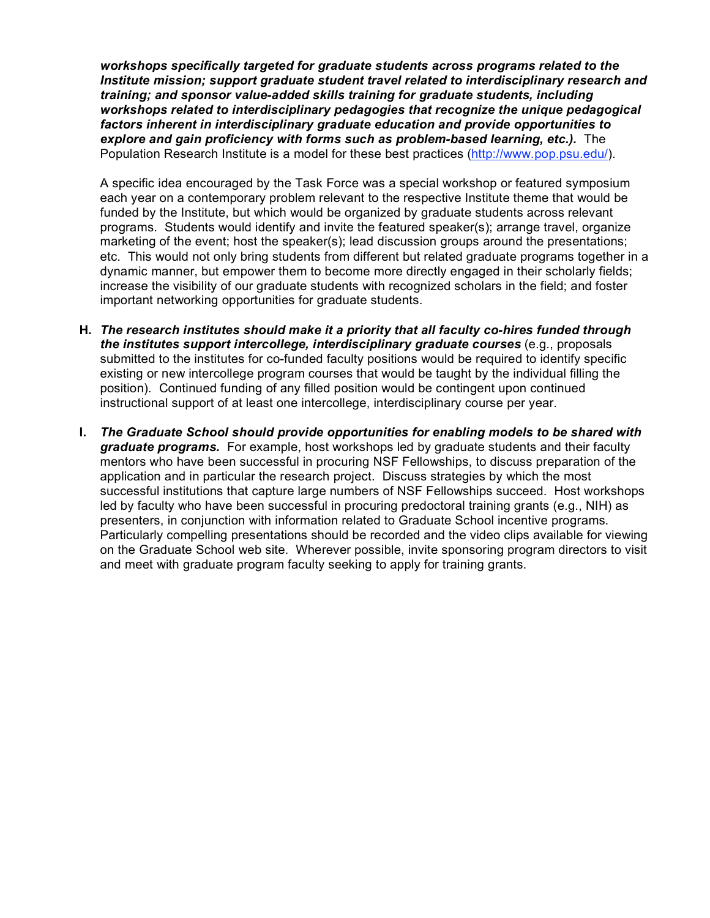***workshops specifically targeted for graduate students across programs related to the Institute mission; support graduate student travel related to interdisciplinary research and training; and sponsor value-added skills training for graduate students, including workshops related to interdisciplinary pedagogies that recognize the unique pedagogical factors inherent in interdisciplinary graduate education and provide opportunities to explore and gain proficiency with forms such as problem-based learning, etc.).*** The Population Research Institute is a model for these best practices (http://www.pop.psu.edu/).

A specific idea encouraged by the Task Force was a special workshop or featured symposium each year on a contemporary problem relevant to the respective Institute theme that would be funded by the Institute, but which would be organized by graduate students across relevant programs. Students would identify and invite the featured speaker(s); arrange travel, organize marketing of the event; host the speaker(s); lead discussion groups around the presentations; etc. This would not only bring students from different but related graduate programs together in a dynamic manner, but empower them to become more directly engaged in their scholarly fields; increase the visibility of our graduate students with recognized scholars in the field; and foster important networking opportunities for graduate students.

**H.** ***The research institutes should make it a priority that all faculty co-hires funded through the institutes support intercollege, interdisciplinary graduate courses*** (e.g., proposals submitted to the institutes for co-funded faculty positions would be required to identify specific existing or new intercollege program courses that would be taught by the individual filling the position). Continued funding of any filled position would be contingent upon continued instructional support of at least one intercollege, interdisciplinary course per year.

**I.** ***The Graduate School should provide opportunities for enabling models to be shared with graduate programs.*** For example, host workshops led by graduate students and their faculty mentors who have been successful in procuring NSF Fellowships, to discuss preparation of the application and in particular the research project. Discuss strategies by which the most successful institutions that capture large numbers of NSF Fellowships succeed. Host workshops led by faculty who have been successful in procuring predoctoral training grants (e.g., NIH) as presenters, in conjunction with information related to Graduate School incentive programs. Particularly compelling presentations should be recorded and the video clips available for viewing on the Graduate School web site. Wherever possible, invite sponsoring program directors to visit and meet with graduate program faculty seeking to apply for training grants.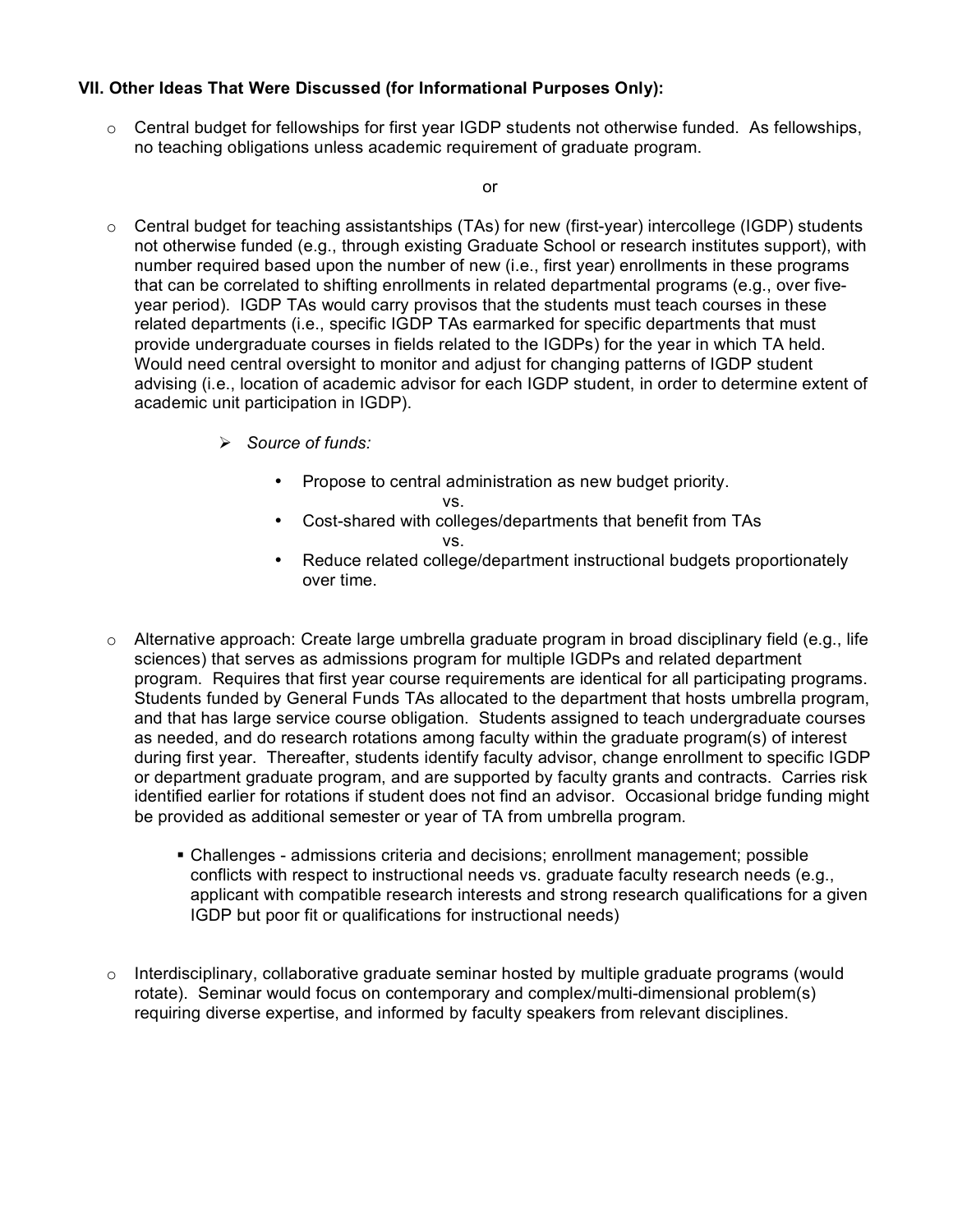**VII. Other Ideas That Were Discussed (for Informational Purposes Only):**

- Central budget for fellowships for first year IGDP students not otherwise funded. As fellowships, no teaching obligations unless academic requirement of graduate program.

or

- Central budget for teaching assistantships (TAs) for new (first-year) intercollege (IGDP) students not otherwise funded (e.g., through existing Graduate School or research institutes support), with number required based upon the number of new (i.e., first year) enrollments in these programs that can be correlated to shifting enrollments in related departmental programs (e.g., over five-year period). IGDP TAs would carry provisos that the students must teach courses in these related departments (i.e., specific IGDP TAs earmarked for specific departments that must provide undergraduate courses in fields related to the IGDPs) for the year in which TA held. Would need central oversight to monitor and adjust for changing patterns of IGDP student advising (i.e., location of academic advisor for each IGDP student, in order to determine extent of academic unit participation in IGDP).

    - *Source of funds:*

        - Propose to central administration as new budget priority.

          vs.

        - Cost-shared with colleges/departments that benefit from TAs

          vs.

        - Reduce related college/department instructional budgets proportionately over time.

- Alternative approach: Create large umbrella graduate program in broad disciplinary field (e.g., life sciences) that serves as admissions program for multiple IGDPs and related department program. Requires that first year course requirements are identical for all participating programs. Students funded by General Funds TAs allocated to the department that hosts umbrella program, and that has large service course obligation. Students assigned to teach undergraduate courses as needed, and do research rotations among faculty within the graduate program(s) of interest during first year. Thereafter, students identify faculty advisor, change enrollment to specific IGDP or department graduate program, and are supported by faculty grants and contracts. Carries risk identified earlier for rotations if student does not find an advisor. Occasional bridge funding might be provided as additional semester or year of TA from umbrella program.

    - Challenges - admissions criteria and decisions; enrollment management; possible conflicts with respect to instructional needs vs. graduate faculty research needs (e.g., applicant with compatible research interests and strong research qualifications for a given IGDP but poor fit or qualifications for instructional needs)

- Interdisciplinary, collaborative graduate seminar hosted by multiple graduate programs (would rotate). Seminar would focus on contemporary and complex/multi-dimensional problem(s) requiring diverse expertise, and informed by faculty speakers from relevant disciplines.